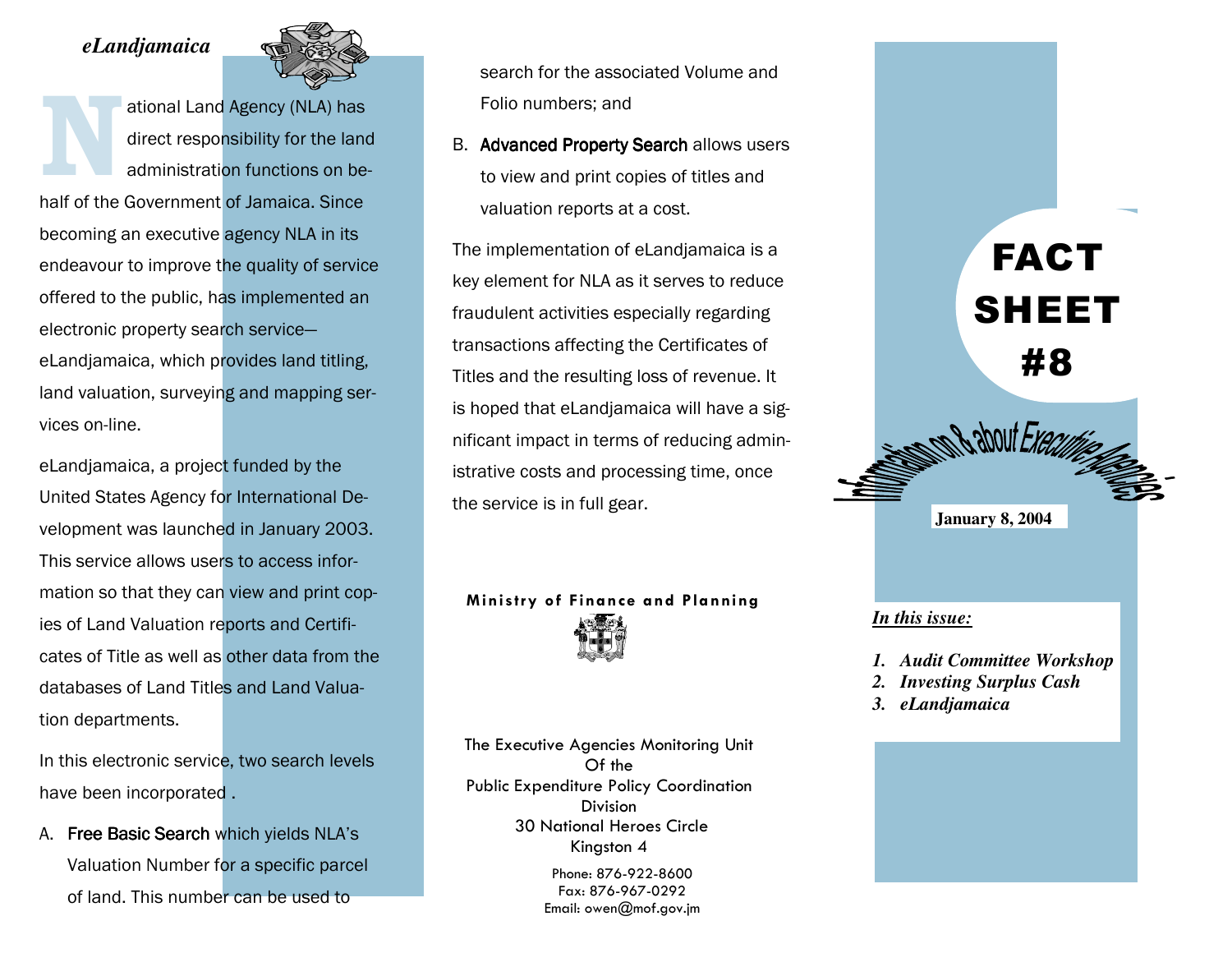# FACT SHEET #8

Information on & about Executive Agencies

January 8, 2004

*In this issue:*

1. *Audit Committee Workshop*
2. *Investing Surplus Cash*
3. *eLandjamaica*

## *eLandjamaica*

National Land Agency (NLA) has direct responsibility for the land administration functions on behalf of the Government of Jamaica. Since becoming an executive agency NLA in its endeavour to improve the quality of service offered to the public, has implemented an electronic property search service—eLandjamaica, which provides land titling, land valuation, surveying and mapping services on-line.

eLandjamaica, a project funded by the United States Agency for International Development was launched in January 2003. This service allows users to access information so that they can view and print copies of Land Valuation reports and Certificates of Title as well as other data from the databases of Land Titles and Land Valuation departments.

In this electronic service, two search levels have been incorporated .

A. **Free Basic Search** which yields NLA's Valuation Number for a specific parcel of land. This number can be used to search for the associated Volume and Folio numbers; and

B. **Advanced Property Search** allows users to view and print copies of titles and valuation reports at a cost.

The implementation of eLandjamaica is a key element for NLA as it serves to reduce fraudulent activities especially regarding transactions affecting the Certificates of Titles and the resulting loss of revenue. It is hoped that eLandjamaica will have a significant impact in terms of reducing administrative costs and processing time, once the service is in full gear.

**Ministry of Finance and Planning**

The Executive Agencies Monitoring Unit
Of the
Public Expenditure Policy Coordination Division
30 National Heroes Circle
Kingston 4

Phone: 876-922-8600
Fax: 876-967-0292
Email: owen@mof.gov.jm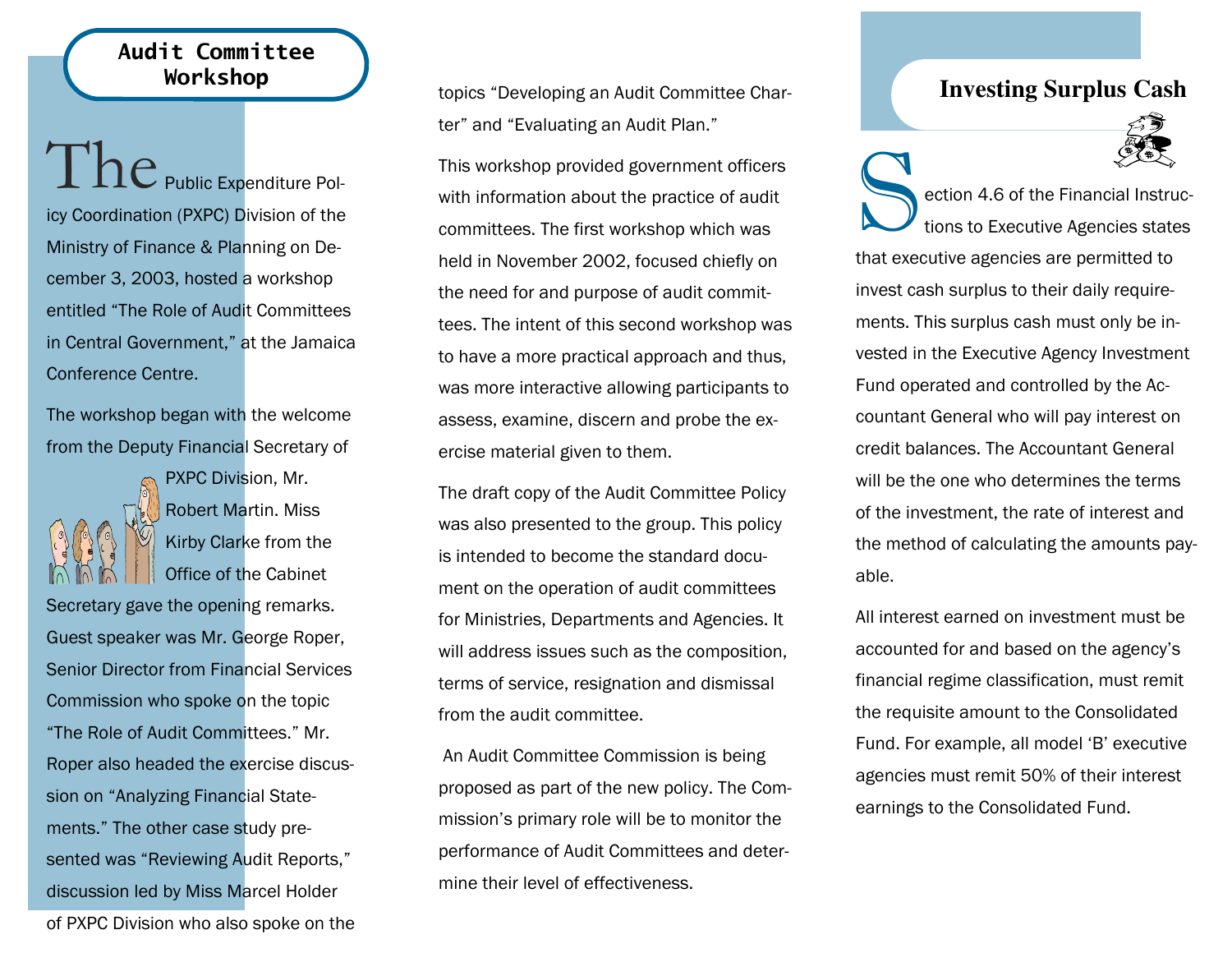## Audit Committee Workshop

The Public Expenditure Policy Coordination (PXPC) Division of the Ministry of Finance & Planning on December 3, 2003, hosted a workshop entitled "The Role of Audit Committees in Central Government," at the Jamaica Conference Centre.

The workshop began with the welcome from the Deputy Financial Secretary of PXPC Division, Mr. Robert Martin. Miss Kirby Clarke from the Office of the Cabinet Secretary gave the opening remarks. Guest speaker was Mr. George Roper, Senior Director from Financial Services Commission who spoke on the topic "The Role of Audit Committees." Mr. Roper also headed the exercise discussion on "Analyzing Financial Statements." The other case study presented was "Reviewing Audit Reports," discussion led by Miss Marcel Holder of PXPC Division who also spoke on the topics "Developing an Audit Committee Charter" and "Evaluating an Audit Plan."

This workshop provided government officers with information about the practice of audit committees. The first workshop which was held in November 2002, focused chiefly on the need for and purpose of audit committees. The intent of this second workshop was to have a more practical approach and thus, was more interactive allowing participants to assess, examine, discern and probe the exercise material given to them.

The draft copy of the Audit Committee Policy was also presented to the group. This policy is intended to become the standard document on the operation of audit committees for Ministries, Departments and Agencies. It will address issues such as the composition, terms of service, resignation and dismissal from the audit committee.

An Audit Committee Commission is being proposed as part of the new policy. The Commission's primary role will be to monitor the performance of Audit Committees and determine their level of effectiveness.

## Investing Surplus Cash

Section 4.6 of the Financial Instructions to Executive Agencies states that executive agencies are permitted to invest cash surplus to their daily requirements. This surplus cash must only be invested in the Executive Agency Investment Fund operated and controlled by the Accountant General who will pay interest on credit balances. The Accountant General will be the one who determines the terms of the investment, the rate of interest and the method of calculating the amounts payable.

All interest earned on investment must be accounted for and based on the agency's financial regime classification, must remit the requisite amount to the Consolidated Fund. For example, all model 'B' executive agencies must remit 50% of their interest earnings to the Consolidated Fund.